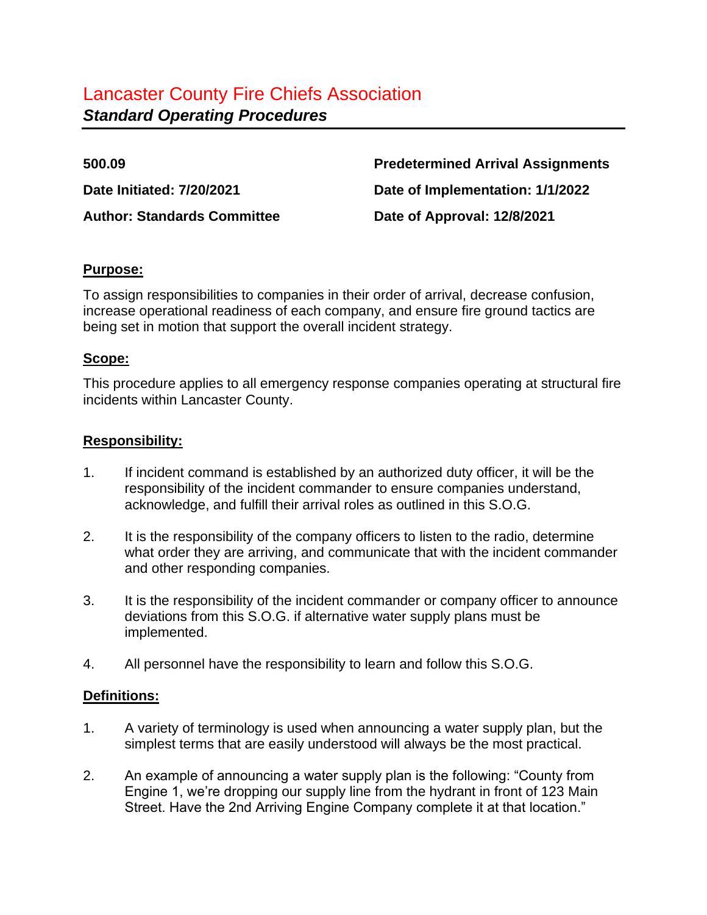# Lancaster County Fire Chiefs Association

***Standard Operating Procedures***

| | |
|---|---|
| **500.09** | **Predetermined Arrival Assignments** |
| **Date Initiated: 7/20/2021** | **Date of Implementation: 1/1/2022** |
| **Author: Standards Committee** | **Date of Approval: 12/8/2021** |

## Purpose:

To assign responsibilities to companies in their order of arrival, decrease confusion, increase operational readiness of each company, and ensure fire ground tactics are being set in motion that support the overall incident strategy.

## Scope:

This procedure applies to all emergency response companies operating at structural fire incidents within Lancaster County.

## Responsibility:

1. If incident command is established by an authorized duty officer, it will be the responsibility of the incident commander to ensure companies understand, acknowledge, and fulfill their arrival roles as outlined in this S.O.G.
2. It is the responsibility of the company officers to listen to the radio, determine what order they are arriving, and communicate that with the incident commander and other responding companies.
3. It is the responsibility of the incident commander or company officer to announce deviations from this S.O.G. if alternative water supply plans must be implemented.
4. All personnel have the responsibility to learn and follow this S.O.G.

## Definitions:

1. A variety of terminology is used when announcing a water supply plan, but the simplest terms that are easily understood will always be the most practical.
2. An example of announcing a water supply plan is the following: "County from Engine 1, we're dropping our supply line from the hydrant in front of 123 Main Street. Have the 2nd Arriving Engine Company complete it at that location."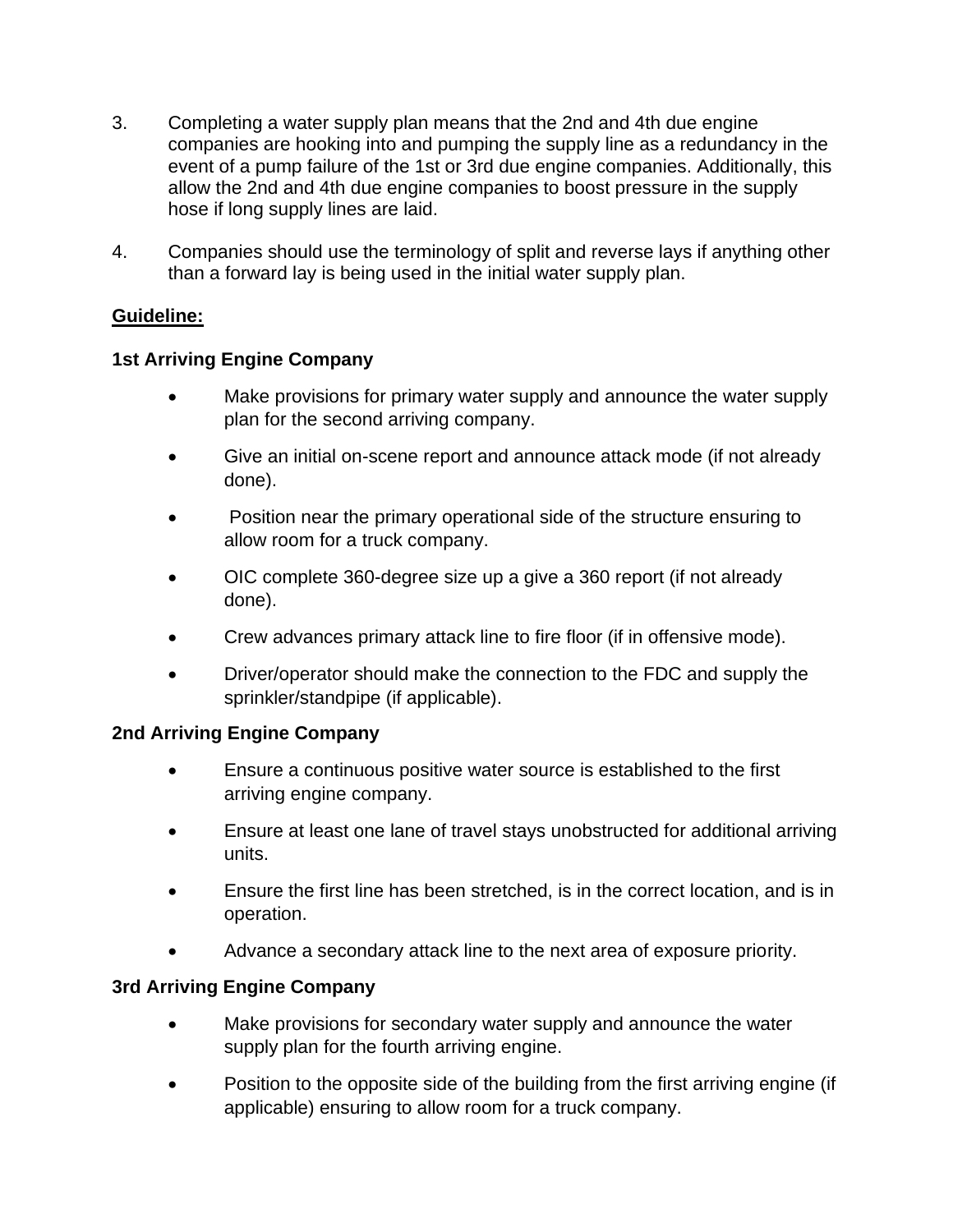3. Completing a water supply plan means that the 2nd and 4th due engine companies are hooking into and pumping the supply line as a redundancy in the event of a pump failure of the 1st or 3rd due engine companies. Additionally, this allow the 2nd and 4th due engine companies to boost pressure in the supply hose if long supply lines are laid.

4. Companies should use the terminology of split and reverse lays if anything other than a forward lay is being used in the initial water supply plan.

**Guideline:**

**1st Arriving Engine Company**

- Make provisions for primary water supply and announce the water supply plan for the second arriving company.
- Give an initial on-scene report and announce attack mode (if not already done).
- Position near the primary operational side of the structure ensuring to allow room for a truck company.
- OIC complete 360-degree size up a give a 360 report (if not already done).
- Crew advances primary attack line to fire floor (if in offensive mode).
- Driver/operator should make the connection to the FDC and supply the sprinkler/standpipe (if applicable).

**2nd Arriving Engine Company**

- Ensure a continuous positive water source is established to the first arriving engine company.
- Ensure at least one lane of travel stays unobstructed for additional arriving units.
- Ensure the first line has been stretched, is in the correct location, and is in operation.
- Advance a secondary attack line to the next area of exposure priority.

**3rd Arriving Engine Company**

- Make provisions for secondary water supply and announce the water supply plan for the fourth arriving engine.
- Position to the opposite side of the building from the first arriving engine (if applicable) ensuring to allow room for a truck company.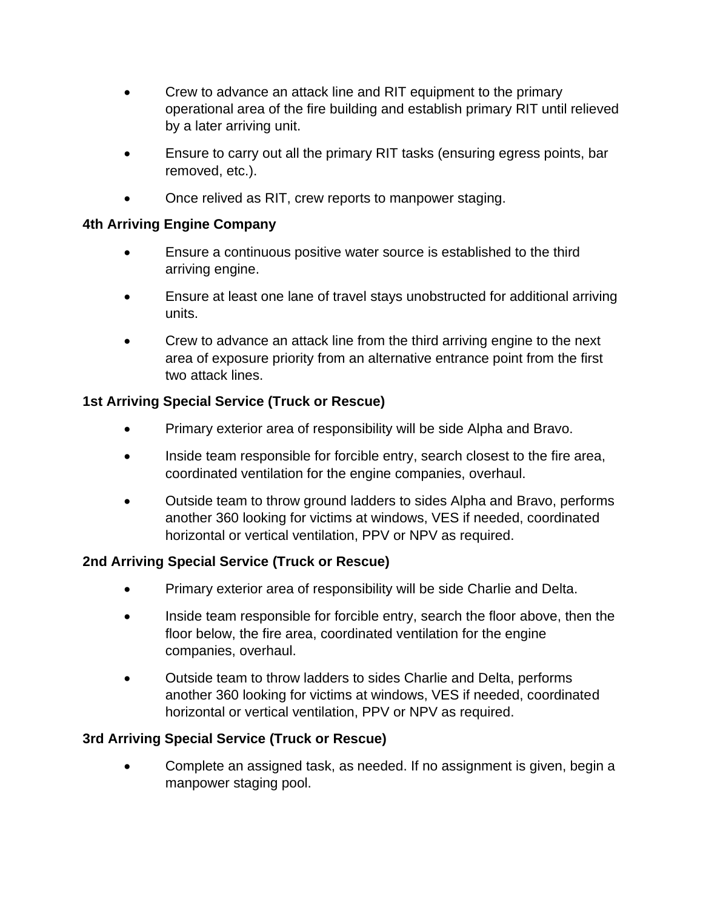- Crew to advance an attack line and RIT equipment to the primary operational area of the fire building and establish primary RIT until relieved by a later arriving unit.
- Ensure to carry out all the primary RIT tasks (ensuring egress points, bar removed, etc.).
- Once relived as RIT, crew reports to manpower staging.

**4th Arriving Engine Company**

- Ensure a continuous positive water source is established to the third arriving engine.
- Ensure at least one lane of travel stays unobstructed for additional arriving units.
- Crew to advance an attack line from the third arriving engine to the next area of exposure priority from an alternative entrance point from the first two attack lines.

**1st Arriving Special Service (Truck or Rescue)**

- Primary exterior area of responsibility will be side Alpha and Bravo.
- Inside team responsible for forcible entry, search closest to the fire area, coordinated ventilation for the engine companies, overhaul.
- Outside team to throw ground ladders to sides Alpha and Bravo, performs another 360 looking for victims at windows, VES if needed, coordinated horizontal or vertical ventilation, PPV or NPV as required.

**2nd Arriving Special Service (Truck or Rescue)**

- Primary exterior area of responsibility will be side Charlie and Delta.
- Inside team responsible for forcible entry, search the floor above, then the floor below, the fire area, coordinated ventilation for the engine companies, overhaul.
- Outside team to throw ladders to sides Charlie and Delta, performs another 360 looking for victims at windows, VES if needed, coordinated horizontal or vertical ventilation, PPV or NPV as required.

**3rd Arriving Special Service (Truck or Rescue)**

- Complete an assigned task, as needed. If no assignment is given, begin a manpower staging pool.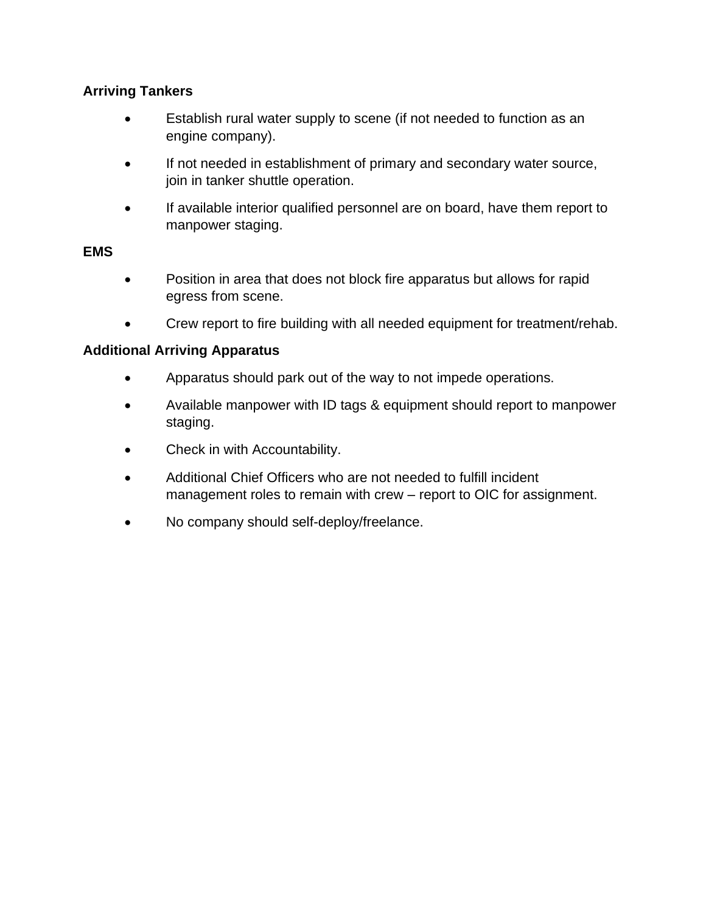**Arriving Tankers**

- Establish rural water supply to scene (if not needed to function as an engine company).
- If not needed in establishment of primary and secondary water source, join in tanker shuttle operation.
- If available interior qualified personnel are on board, have them report to manpower staging.

**EMS**

- Position in area that does not block fire apparatus but allows for rapid egress from scene.
- Crew report to fire building with all needed equipment for treatment/rehab.

**Additional Arriving Apparatus**

- Apparatus should park out of the way to not impede operations.
- Available manpower with ID tags & equipment should report to manpower staging.
- Check in with Accountability.
- Additional Chief Officers who are not needed to fulfill incident management roles to remain with crew – report to OIC for assignment.
- No company should self-deploy/freelance.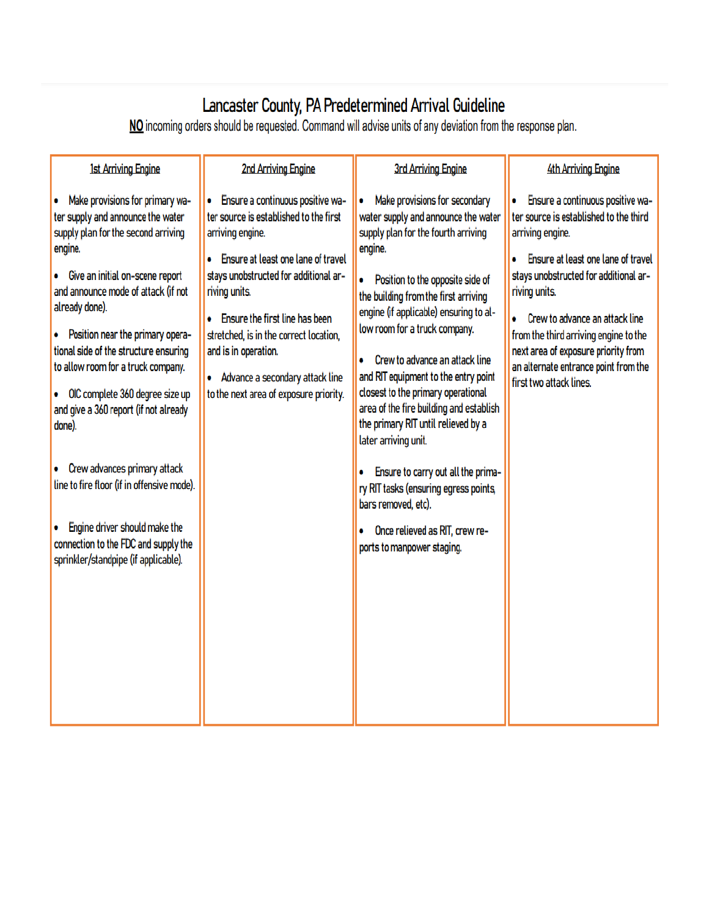# Lancaster County, PA Predetermined Arrival Guideline

**NO** incoming orders should be requested. Command will advise units of any deviation from the response plan.

### 1st Arriving Engine

- Make provisions for primary water supply and announce the water supply plan for the second arriving engine.
- Give an initial on-scene report and announce mode of attack (if not already done).
- Position near the primary operational side of the structure ensuring to allow room for a truck company.
- OIC complete 360 degree size up and give a 360 report (if not already done).
- Crew advances primary attack line to fire floor (if in offensive mode).
- Engine driver should make the connection to the FDC and supply the sprinkler/standpipe (if applicable).

### 2nd Arriving Engine

- Ensure a continuous positive water source is established to the first arriving engine.
- Ensure at least one lane of travel stays unobstructed for additional arriving units.
- Ensure the first line has been stretched, is in the correct location, and is in operation.
- Advance a secondary attack line to the next area of exposure priority.

### 3rd Arriving Engine

- Make provisions for secondary water supply and announce the water supply plan for the fourth arriving engine.
- Position to the opposite side of the building from the first arriving engine (if applicable) ensuring to allow room for a truck company.
- Crew to advance an attack line and RIT equipment to the entry point closest to the primary operational area of the fire building and establish the primary RIT until relieved by a later arriving unit.
- Ensure to carry out all the primary RIT tasks (ensuring egress points, bars removed, etc).
- Once relieved as RIT, crew reports to manpower staging.

### 4th Arriving Engine

- Ensure a continuous positive water source is established to the third arriving engine.
- Ensure at least one lane of travel stays unobstructed for additional arriving units.
- Crew to advance an attack line from the third arriving engine to the next area of exposure priority from an alternate entrance point from the first two attack lines.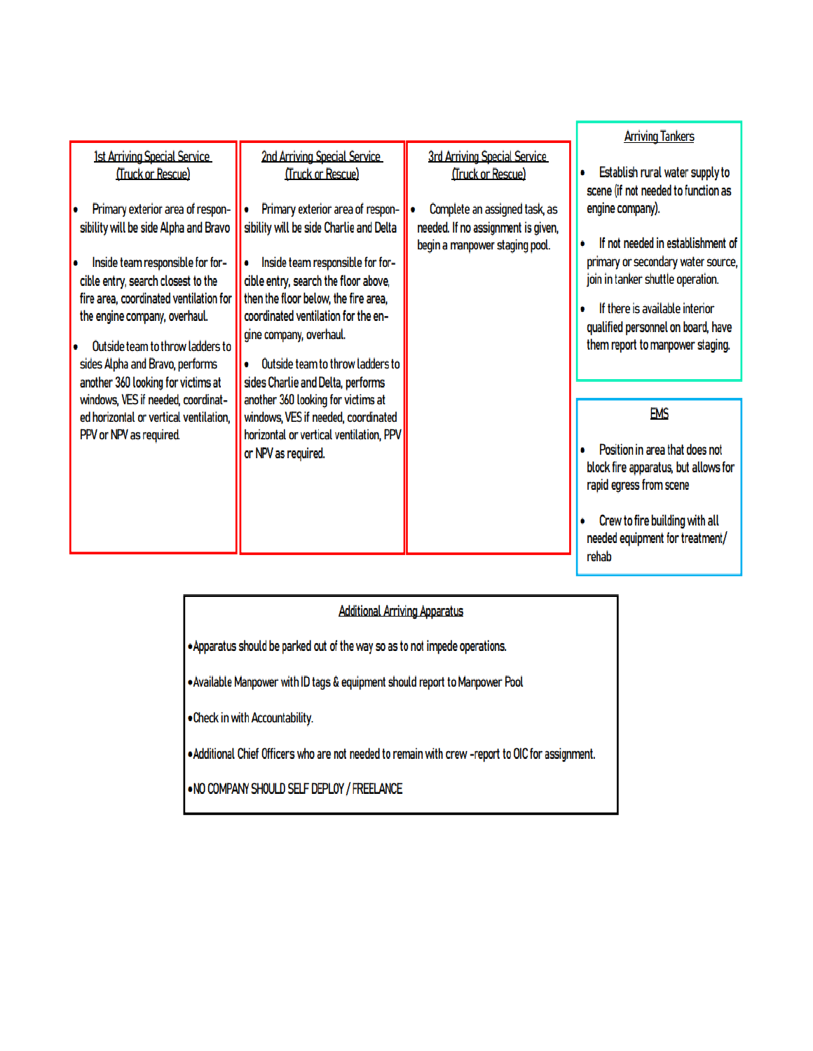### 1st Arriving Special Service (Truck or Rescue)

- Primary exterior area of responsibility will be side Alpha and Bravo
- Inside team responsible for forcible entry, search closest to the fire area, coordinated ventilation for the engine company, overhaul.
- Outside team to throw ladders to sides Alpha and Bravo, performs another 360 looking for victims at windows, VES if needed, coordinated horizontal or vertical ventilation, PPV or NPV as required.

### 2nd Arriving Special Service (Truck or Rescue)

- Primary exterior area of responsibility will be side Charlie and Delta
- Inside team responsible for forcible entry, search the floor above, then the floor below, the fire area, coordinated ventilation for the engine company, overhaul.
- Outside team to throw ladders to sides Charlie and Delta, performs another 360 looking for victims at windows, VES if needed, coordinated horizontal or vertical ventilation, PPV or NPV as required.

### 3rd Arriving Special Service (Truck or Rescue)

- Complete an assigned task, as needed. If no assignment is given, begin a manpower staging pool.

### Arriving Tankers

- Establish rural water supply to scene (if not needed to function as engine company).
- If not needed in establishment of primary or secondary water source, join in tanker shuttle operation.
- If there is available interior qualified personnel on board, have them report to manpower staging.

### EMS

- Position in area that does not block fire apparatus, but allows for rapid egress from scene
- Crew to fire building with all needed equipment for treatment/ rehab

### Additional Arriving Apparatus

- Apparatus should be parked out of the way so as to not impede operations.
- Available Manpower with ID tags & equipment should report to Manpower Pool
- Check in with Accountability.
- Additional Chief Officers who are not needed to remain with crew -report to OIC for assignment.
- NO COMPANY SHOULD SELF DEPLOY / FREELANCE